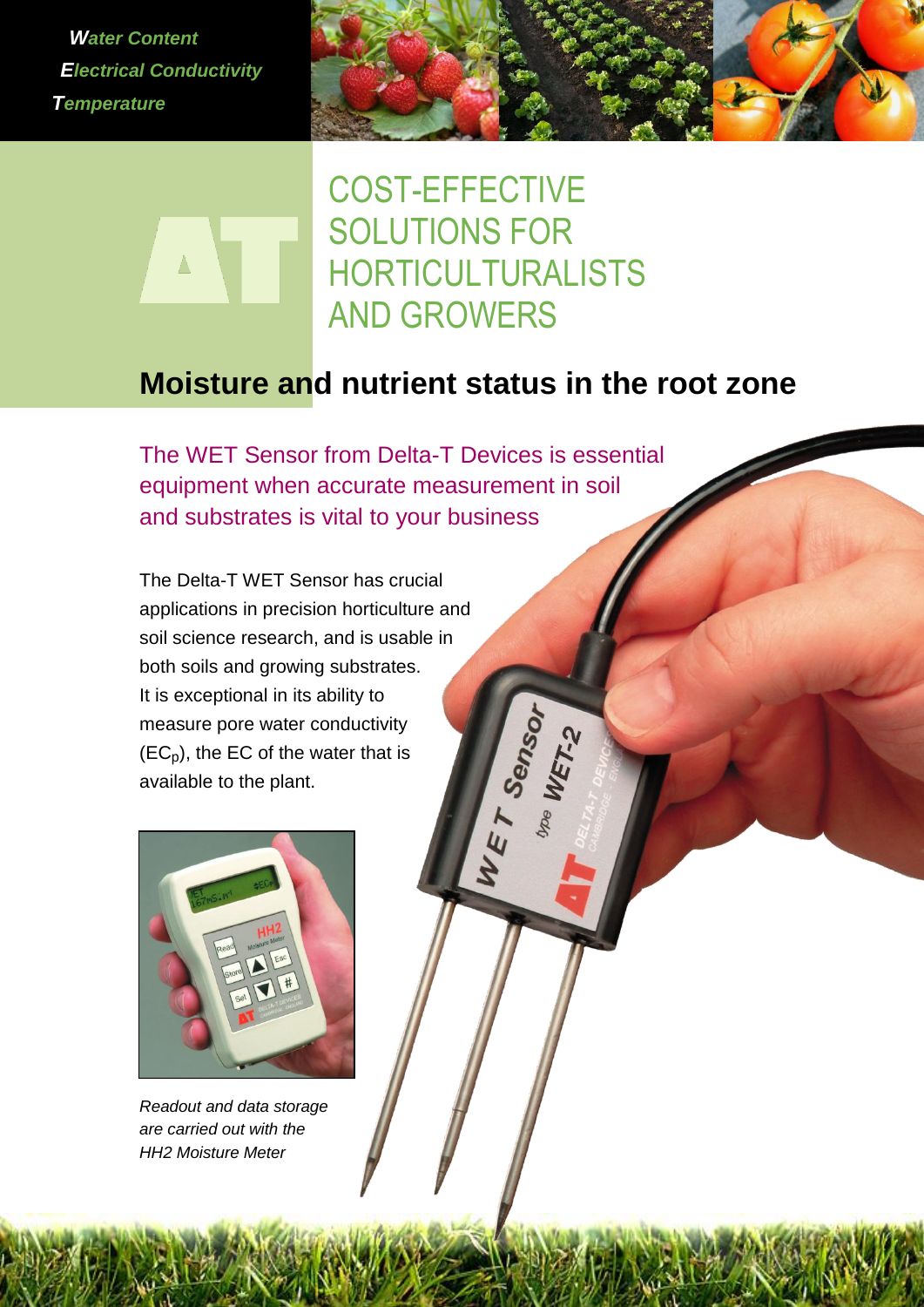***W**ater Content*
***E**lectrical Conductivity*
***T**emperature*

# COST-EFFECTIVE SOLUTIONS FOR HORTICULTURALISTS AND GROWERS

## Moisture and nutrient status in the root zone

The WET Sensor from Delta-T Devices is essential equipment when accurate measurement in soil and substrates is vital to your business

The Delta-T WET Sensor has crucial applications in precision horticulture and soil science research, and is usable in both soils and growing substrates. It is exceptional in its ability to measure pore water conductivity ($EC_p$), the EC of the water that is available to the plant.

*Readout and data storage are carried out with the HH2 Moisture Meter*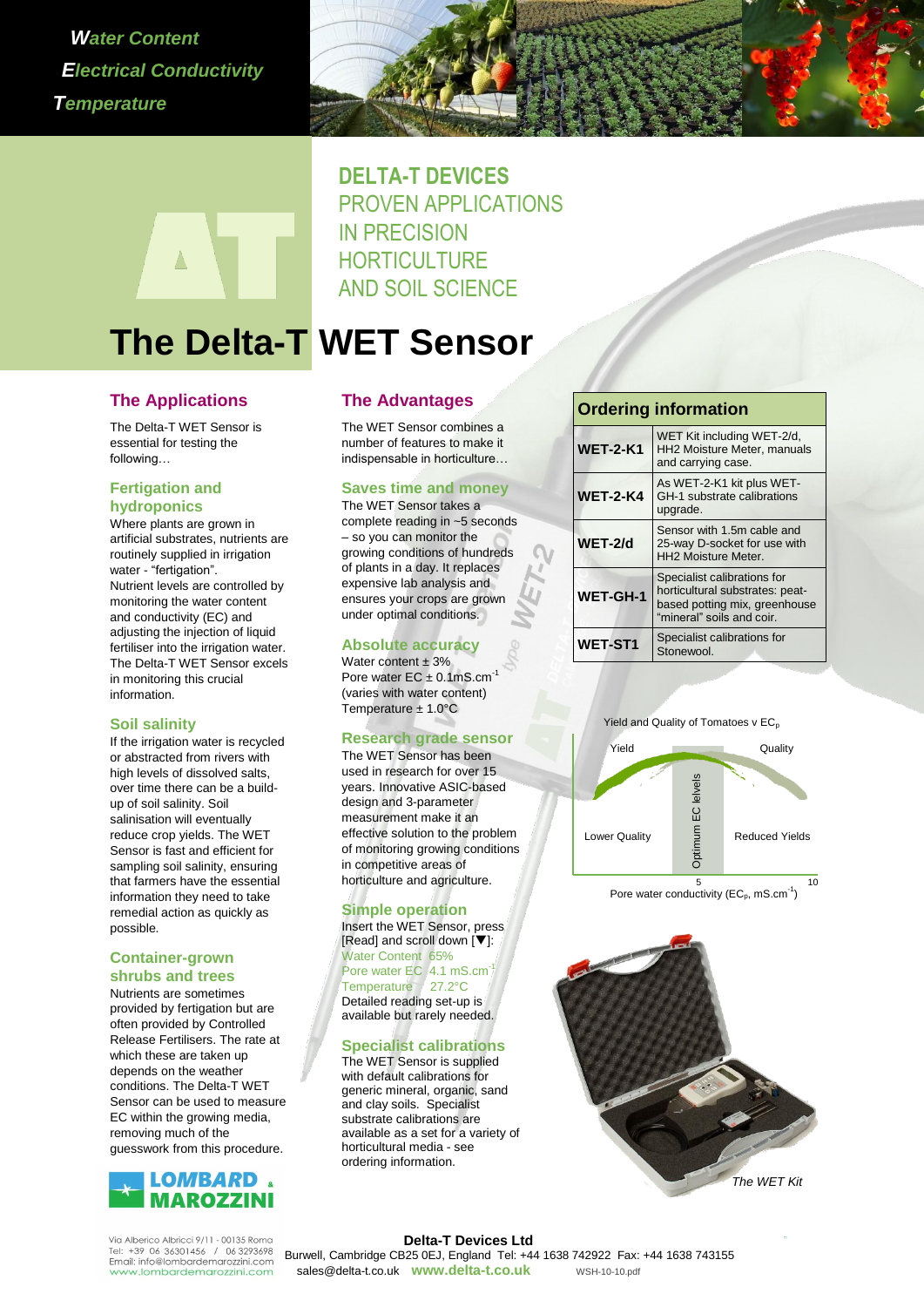***Water Content***
***Electrical Conductivity***
***Temperature***

**DELTA-T DEVICES**
PROVEN APPLICATIONS
IN PRECISION
HORTICULTURE
AND SOIL SCIENCE

# The Delta-T WET Sensor

## The Applications

The Delta-T WET Sensor is essential for testing the following…

### Fertigation and hydroponics

Where plants are grown in artificial substrates, nutrients are routinely supplied in irrigation water - "fertigation".
Nutrient levels are controlled by monitoring the water content and conductivity (EC) and adjusting the injection of liquid fertiliser into the irrigation water. The Delta-T WET Sensor excels in monitoring this crucial information.

### Soil salinity

If the irrigation water is recycled or abstracted from rivers with high levels of dissolved salts, over time there can be a build-up of soil salinity. Soil salinisation will eventually reduce crop yields. The WET Sensor is fast and efficient for sampling soil salinity, ensuring that farmers have the essential information they need to take remedial action as quickly as possible.

### Container-grown shrubs and trees

Nutrients are sometimes provided by fertigation but are often provided by Controlled Release Fertilisers. The rate at which these are taken up depends on the weather conditions. The Delta-T WET Sensor can be used to measure EC within the growing media, removing much of the guesswork from this procedure.

## The Advantages

The WET Sensor combines a number of features to make it indispensable in horticulture…

### Saves time and money

The WET Sensor takes a complete reading in ~5 seconds – so you can monitor the growing conditions of hundreds of plants in a day. It replaces expensive lab analysis and ensures your crops are grown under optimal conditions.

### Absolute accuracy

Water content ± 3%
Pore water EC ± 0.1mS.cm$^{-1}$
(varies with water content)
Temperature ± 1.0°C

### Research grade sensor

The WET Sensor has been used in research for over 15 years. Innovative ASIC-based design and 3-parameter measurement make it an effective solution to the problem of monitoring growing conditions in competitive areas of horticulture and agriculture.

### Simple operation

Insert the WET Sensor, press [Read] and scroll down [▼]:
Water Content 65%
Pore water EC 4.1 mS.cm$^{-1}$
Temperature 27.2°C
Detailed reading set-up is available but rarely needed.

### Specialist calibrations

The WET Sensor is supplied with default calibrations for generic mineral, organic, sand and clay soils. Specialist substrate calibrations are available as a set for a variety of horticultural media - see ordering information.

## Ordering information

| | |
|---|---|
| **WET-2-K1** | WET Kit including WET-2/d, HH2 Moisture Meter, manuals and carrying case. |
| **WET-2-K4** | As WET-2-K1 kit plus WET-GH-1 substrate calibrations upgrade. |
| **WET-2/d** | Sensor with 1.5m cable and 25-way D-socket for use with HH2 Moisture Meter. |
| **WET-GH-1** | Specialist calibrations for horticultural substrates: peat-based potting mix, greenhouse "mineral" soils and coir. |
| **WET-ST1** | Specialist calibrations for Stonewool. |

Yield and Quality of Tomatoes v $EC_p$

Yield
Quality
Optimum EC levels
Lower Quality
Reduced Yields
5
10
Pore water conductivity ($EC_p$, mS.cm$^{-1}$)

*The WET Kit*

**LOMBARD & MAROZZINI**
Via Alberico Albricci 9/11 - 00135 Roma
Tel: +39 06 36301456 / 06 3293698
Email: info@lombardemarozzini.com
www.lombardemarozzini.com

**Delta-T Devices Ltd**
Burwell, Cambridge CB25 0EJ, England Tel: +44 1638 742922 Fax: +44 1638 743155
sales@delta-t.co.uk **www.delta-t.co.uk** WSH-10-10.pdf